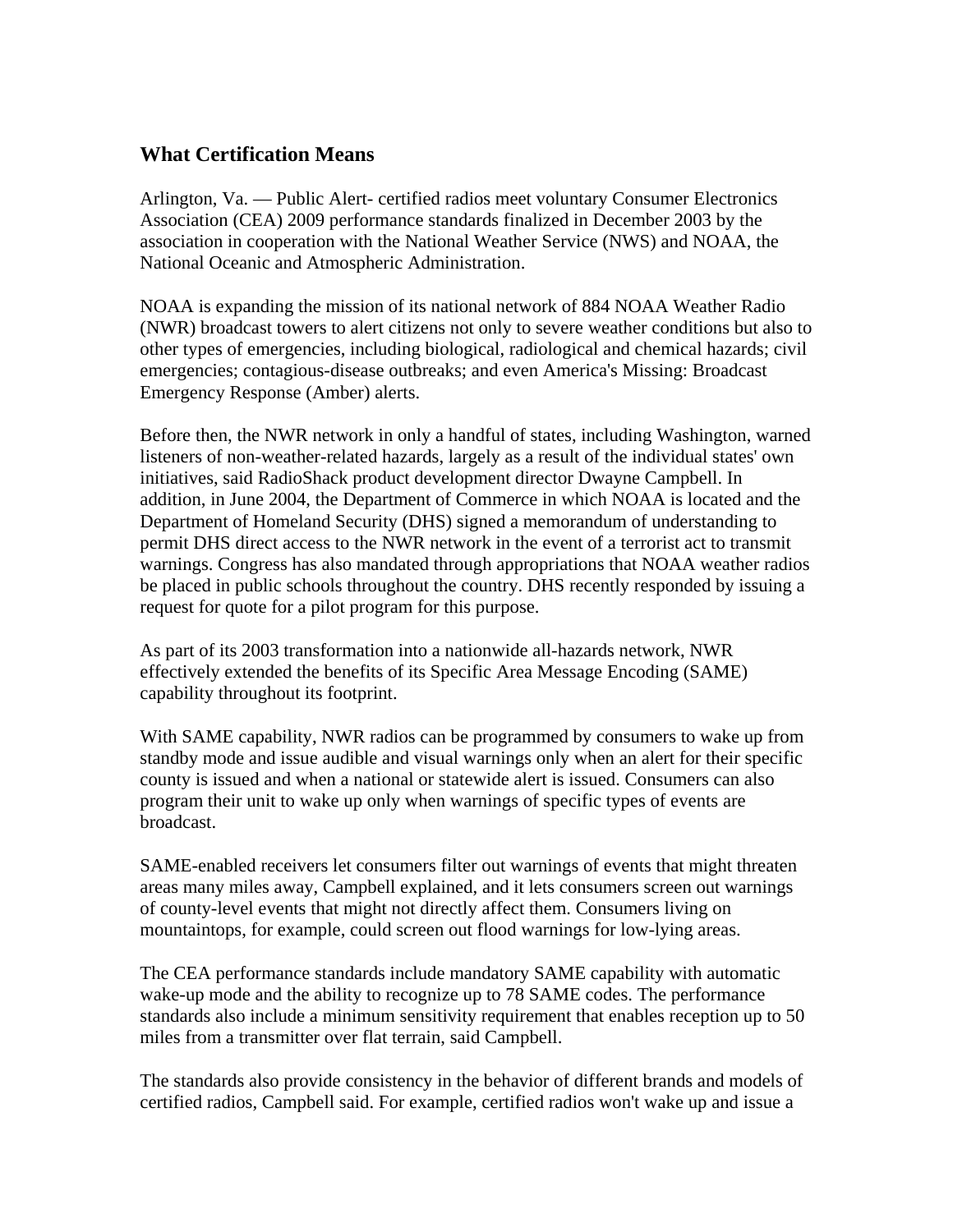## What Certification Means

Arlington, Va. — Public Alert- certified radios meet voluntary Consumer Electronics Association (CEA) 2009 performance standards finalized in December 2003 by the association in cooperation with the National Weather Service (NWS) and NOAA, the National Oceanic and Atmospheric Administration.

NOAA is expanding the mission of its national network of 884 NOAA Weather Radio (NWR) broadcast towers to alert citizens not only to severe weather conditions but also to other types of emergencies, including biological, radiological and chemical hazards; civil emergencies; contagious-disease outbreaks; and even America's Missing: Broadcast Emergency Response (Amber) alerts.

Before then, the NWR network in only a handful of states, including Washington, warned listeners of non-weather-related hazards, largely as a result of the individual states' own initiatives, said RadioShack product development director Dwayne Campbell. In addition, in June 2004, the Department of Commerce in which NOAA is located and the Department of Homeland Security (DHS) signed a memorandum of understanding to permit DHS direct access to the NWR network in the event of a terrorist act to transmit warnings. Congress has also mandated through appropriations that NOAA weather radios be placed in public schools throughout the country. DHS recently responded by issuing a request for quote for a pilot program for this purpose.

As part of its 2003 transformation into a nationwide all-hazards network, NWR effectively extended the benefits of its Specific Area Message Encoding (SAME) capability throughout its footprint.

With SAME capability, NWR radios can be programmed by consumers to wake up from standby mode and issue audible and visual warnings only when an alert for their specific county is issued and when a national or statewide alert is issued. Consumers can also program their unit to wake up only when warnings of specific types of events are broadcast.

SAME-enabled receivers let consumers filter out warnings of events that might threaten areas many miles away, Campbell explained, and it lets consumers screen out warnings of county-level events that might not directly affect them. Consumers living on mountaintops, for example, could screen out flood warnings for low-lying areas.

The CEA performance standards include mandatory SAME capability with automatic wake-up mode and the ability to recognize up to 78 SAME codes. The performance standards also include a minimum sensitivity requirement that enables reception up to 50 miles from a transmitter over flat terrain, said Campbell.

The standards also provide consistency in the behavior of different brands and models of certified radios, Campbell said. For example, certified radios won't wake up and issue a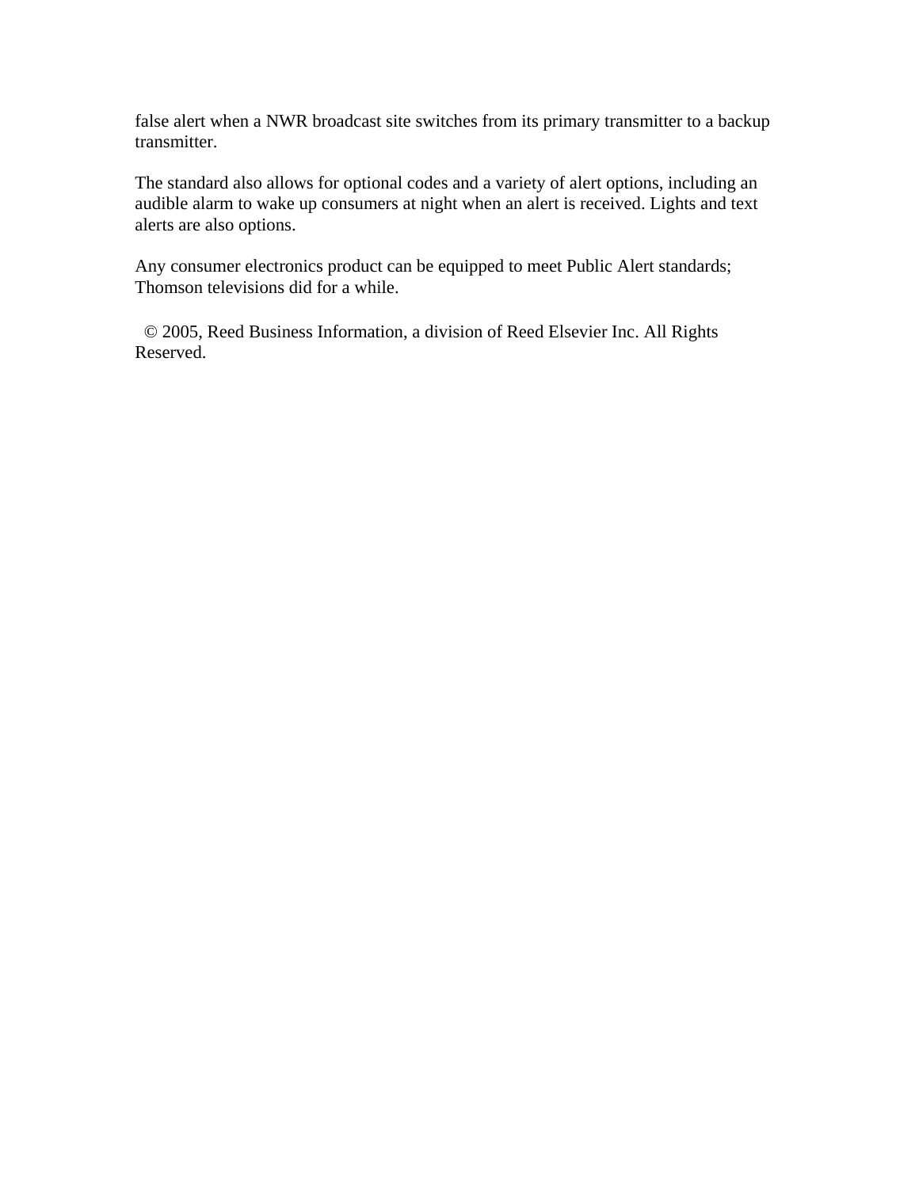false alert when a NWR broadcast site switches from its primary transmitter to a backup transmitter.

The standard also allows for optional codes and a variety of alert options, including an audible alarm to wake up consumers at night when an alert is received. Lights and text alerts are also options.

Any consumer electronics product can be equipped to meet Public Alert standards; Thomson televisions did for a while.

© 2005, Reed Business Information, a division of Reed Elsevier Inc. All Rights Reserved.